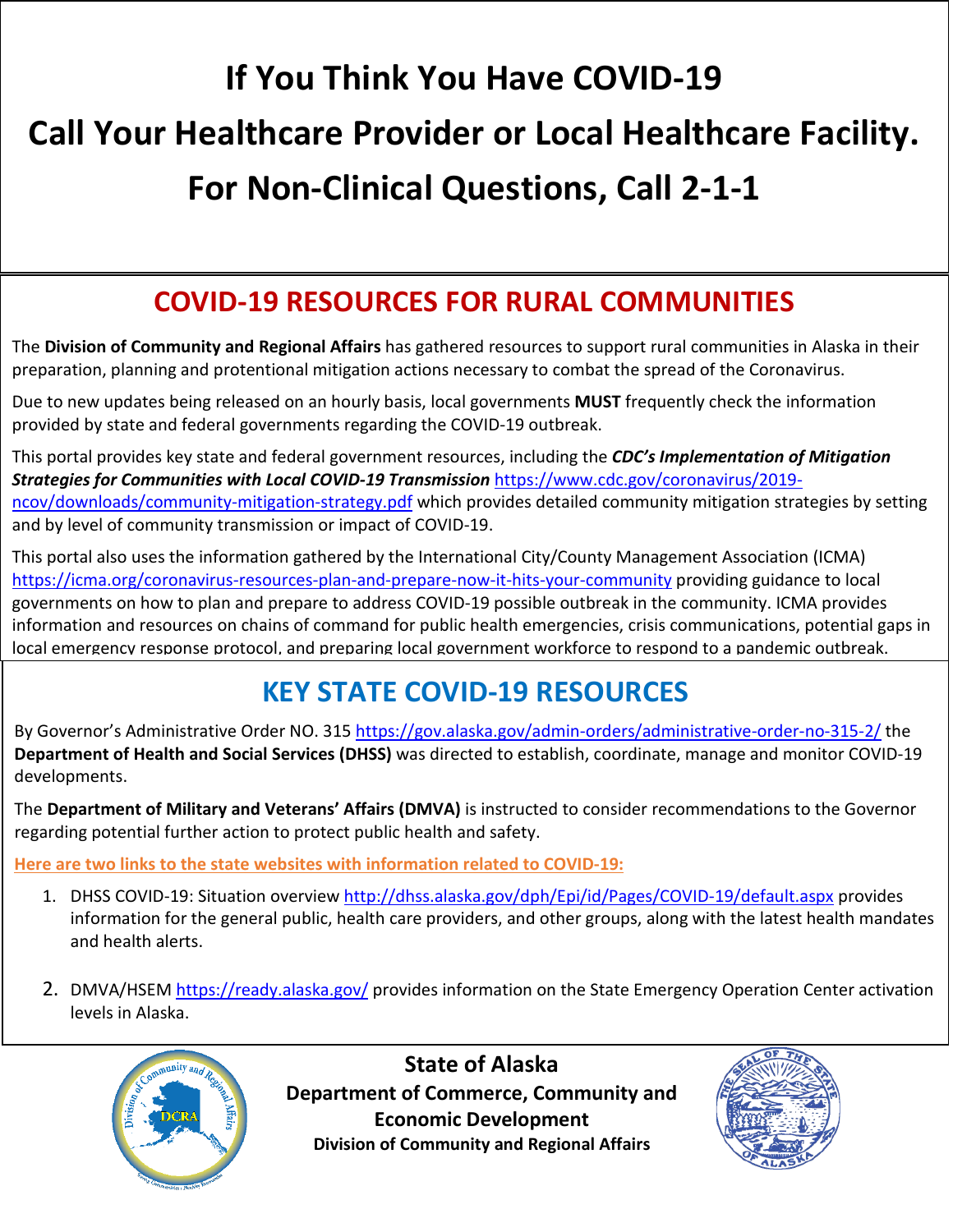# If You Think You Have COVID-19

# Call Your Healthcare Provider or Local Healthcare Facility.

# For Non-Clinical Questions, Call 2-1-1

## COVID-19 RESOURCES FOR RURAL COMMUNITIES

The **Division of Community and Regional Affairs** has gathered resources to support rural communities in Alaska in their preparation, planning and protentional mitigation actions necessary to combat the spread of the Coronavirus.

Due to new updates being released on an hourly basis, local governments **MUST** frequently check the information provided by state and federal governments regarding the COVID-19 outbreak.

This portal provides key state and federal government resources, including the ***CDC's Implementation of Mitigation Strategies for Communities with Local COVID-19 Transmission*** https://www.cdc.gov/coronavirus/2019-ncov/downloads/community-mitigation-strategy.pdf which provides detailed community mitigation strategies by setting and by level of community transmission or impact of COVID-19.

This portal also uses the information gathered by the International City/County Management Association (ICMA) https://icma.org/coronavirus-resources-plan-and-prepare-now-it-hits-your-community providing guidance to local governments on how to plan and prepare to address COVID-19 possible outbreak in the community. ICMA provides information and resources on chains of command for public health emergencies, crisis communications, potential gaps in local emergency response protocol, and preparing local government workforce to respond to a pandemic outbreak.

## KEY STATE COVID-19 RESOURCES

By Governor's Administrative Order NO. 315 https://gov.alaska.gov/admin-orders/administrative-order-no-315-2/ the **Department of Health and Social Services (DHSS)** was directed to establish, coordinate, manage and monitor COVID-19 developments.

The **Department of Military and Veterans' Affairs (DMVA)** is instructed to consider recommendations to the Governor regarding potential further action to protect public health and safety.

Here are two links to the state websites with information related to COVID-19:

1. DHSS COVID-19: Situation overview http://dhss.alaska.gov/dph/Epi/id/Pages/COVID-19/default.aspx provides information for the general public, health care providers, and other groups, along with the latest health mandates and health alerts.

2. DMVA/HSEM https://ready.alaska.gov/ provides information on the State Emergency Operation Center activation levels in Alaska.

**State of Alaska**
**Department of Commerce, Community and Economic Development**
**Division of Community and Regional Affairs**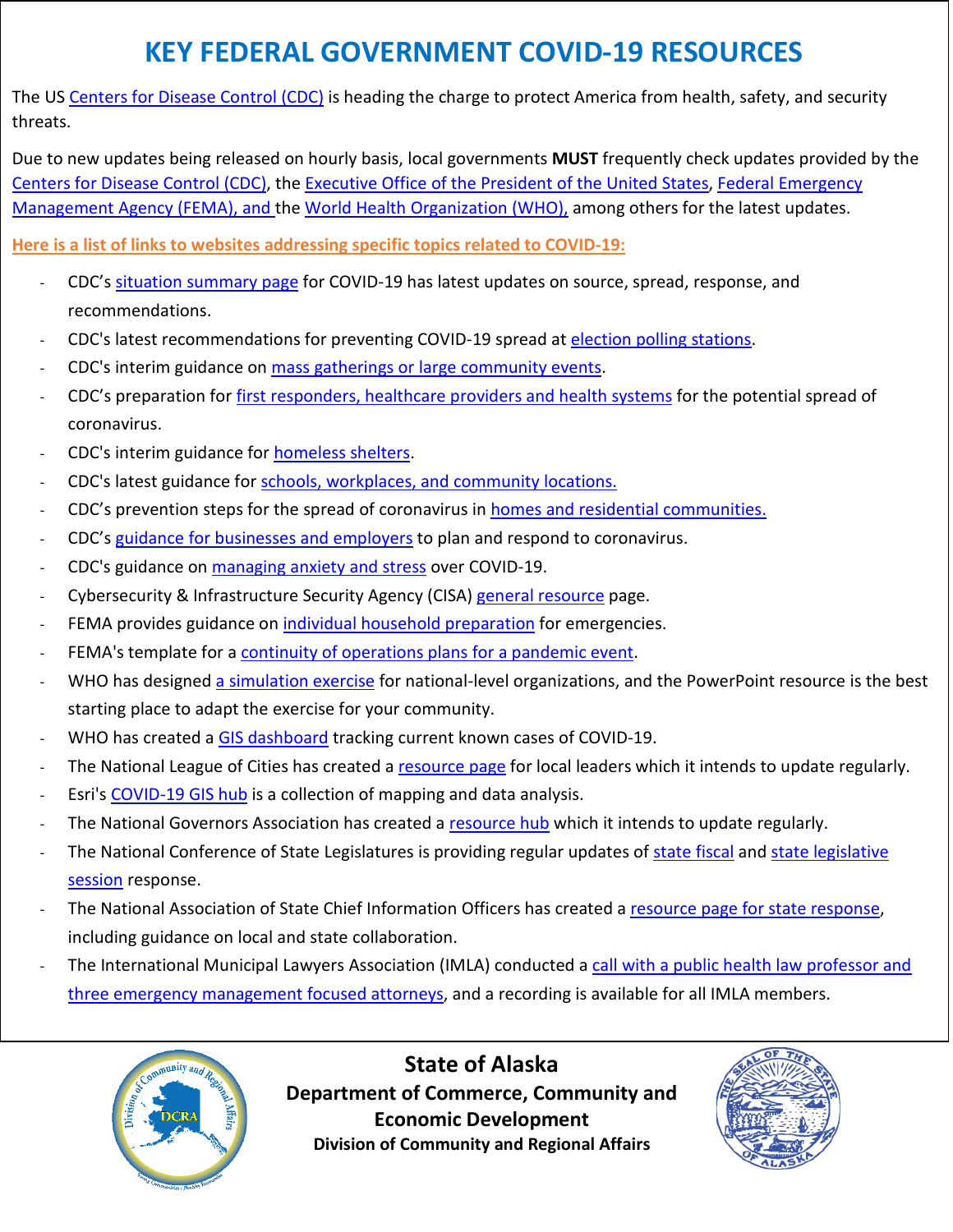# KEY FEDERAL GOVERNMENT COVID-19 RESOURCES

The US Centers for Disease Control (CDC) is heading the charge to protect America from health, safety, and security threats.

Due to new updates being released on hourly basis, local governments **MUST** frequently check updates provided by the Centers for Disease Control (CDC), the Executive Office of the President of the United States, Federal Emergency Management Agency (FEMA), and the World Health Organization (WHO), among others for the latest updates.

**Here is a list of links to websites addressing specific topics related to COVID-19:**

- CDC's situation summary page for COVID-19 has latest updates on source, spread, response, and recommendations.
- CDC's latest recommendations for preventing COVID-19 spread at election polling stations.
- CDC's interim guidance on mass gatherings or large community events.
- CDC's preparation for first responders, healthcare providers and health systems for the potential spread of coronavirus.
- CDC's interim guidance for homeless shelters.
- CDC's latest guidance for schools, workplaces, and community locations.
- CDC's prevention steps for the spread of coronavirus in homes and residential communities.
- CDC's guidance for businesses and employers to plan and respond to coronavirus.
- CDC's guidance on managing anxiety and stress over COVID-19.
- Cybersecurity & Infrastructure Security Agency (CISA) general resource page.
- FEMA provides guidance on individual household preparation for emergencies.
- FEMA's template for a continuity of operations plans for a pandemic event.
- WHO has designed a simulation exercise for national-level organizations, and the PowerPoint resource is the best starting place to adapt the exercise for your community.
- WHO has created a GIS dashboard tracking current known cases of COVID-19.
- The National League of Cities has created a resource page for local leaders which it intends to update regularly.
- Esri's COVID-19 GIS hub is a collection of mapping and data analysis.
- The National Governors Association has created a resource hub which it intends to update regularly.
- The National Conference of State Legislatures is providing regular updates of state fiscal and state legislative session response.
- The National Association of State Chief Information Officers has created a resource page for state response, including guidance on local and state collaboration.
- The International Municipal Lawyers Association (IMLA) conducted a call with a public health law professor and three emergency management focused attorneys, and a recording is available for all IMLA members.

**State of Alaska**
**Department of Commerce, Community and Economic Development**
**Division of Community and Regional Affairs**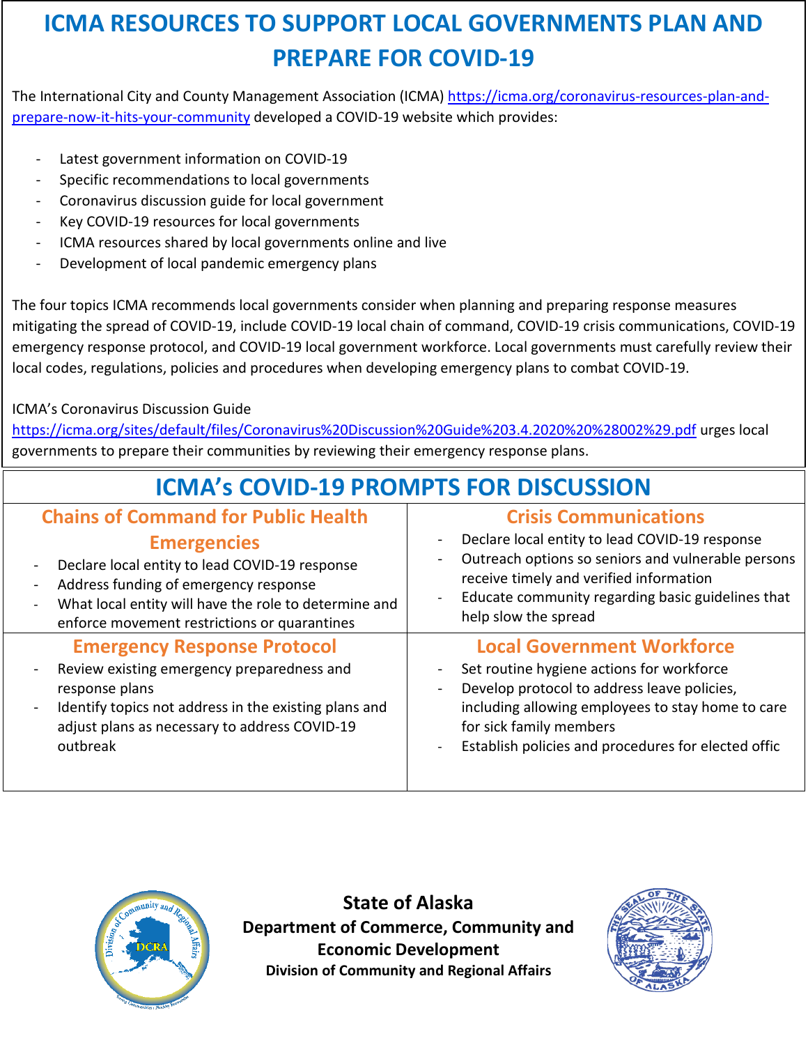# ICMA RESOURCES TO SUPPORT LOCAL GOVERNMENTS PLAN AND PREPARE FOR COVID-19

The International City and County Management Association (ICMA) https://icma.org/coronavirus-resources-plan-and-prepare-now-it-hits-your-community developed a COVID-19 website which provides:

- Latest government information on COVID-19
- Specific recommendations to local governments
- Coronavirus discussion guide for local government
- Key COVID-19 resources for local governments
- ICMA resources shared by local governments online and live
- Development of local pandemic emergency plans

The four topics ICMA recommends local governments consider when planning and preparing response measures mitigating the spread of COVID-19, include COVID-19 local chain of command, COVID-19 crisis communications, COVID-19 emergency response protocol, and COVID-19 local government workforce. Local governments must carefully review their local codes, regulations, policies and procedures when developing emergency plans to combat COVID-19.

ICMA's Coronavirus Discussion Guide https://icma.org/sites/default/files/Coronavirus%20Discussion%20Guide%203.4.2020%20%28002%29.pdf urges local governments to prepare their communities by reviewing their emergency response plans.

## ICMA's COVID-19 PROMPTS FOR DISCUSSION

### Chains of Command for Public Health Emergencies

- Declare local entity to lead COVID-19 response
- Address funding of emergency response
- What local entity will have the role to determine and enforce movement restrictions or quarantines

### Crisis Communications

- Declare local entity to lead COVID-19 response
- Outreach options so seniors and vulnerable persons receive timely and verified information
- Educate community regarding basic guidelines that help slow the spread

### Emergency Response Protocol

- Review existing emergency preparedness and response plans
- Identify topics not address in the existing plans and adjust plans as necessary to address COVID-19 outbreak

### Local Government Workforce

- Set routine hygiene actions for workforce
- Develop protocol to address leave policies, including allowing employees to stay home to care for sick family members
- Establish policies and procedures for elected offic

**State of Alaska**
**Department of Commerce, Community and Economic Development**
**Division of Community and Regional Affairs**